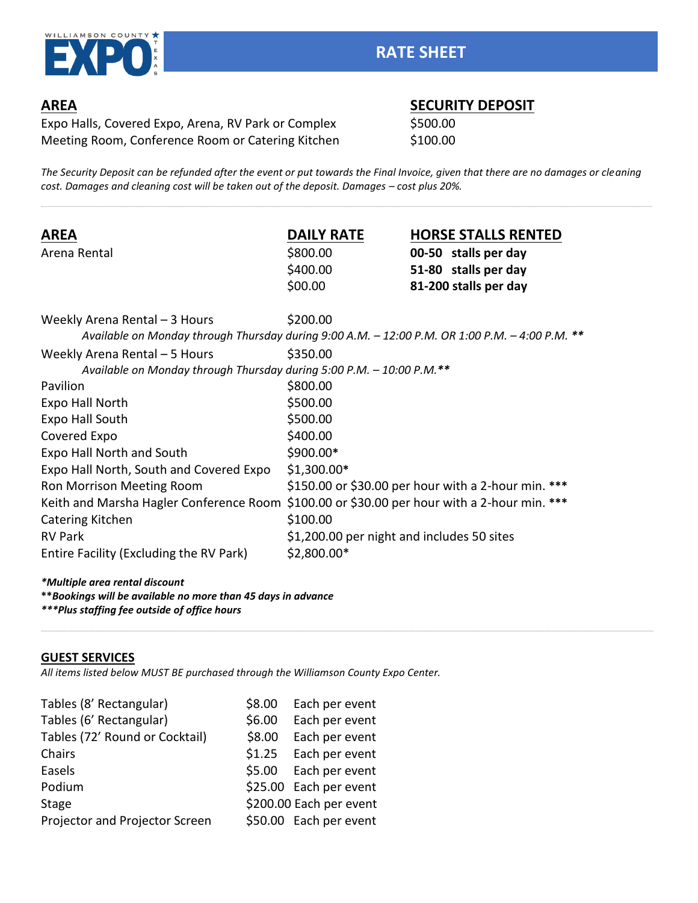# RATE SHEET

| AREA | SECURITY DEPOSIT |
|---|---|
| Expo Halls, Covered Expo, Arena, RV Park or Complex | $500.00 |
| Meeting Room, Conference Room or Catering Kitchen | $100.00 |

*The Security Deposit can be refunded after the event or put towards the Final Invoice, given that there are no damages or cleaning cost. Damages and cleaning cost will be taken out of the deposit. Damages – cost plus 20%.*

| AREA | DAILY RATE | HORSE STALLS RENTED |
|---|---|---|
| Arena Rental | $800.00 | **00-50 stalls per day** |
| | $400.00 | **51-80 stalls per day** |
| | $00.00 | **81-200 stalls per day** |

| AREA | DAILY RATE |
|---|---|
| Weekly Arena Rental – 3 Hours | $200.00 |
| *Available on Monday through Thursday during 9:00 A.M. – 12:00 P.M. OR 1:00 P.M. – 4:00 P.M. ***** | |
| Weekly Arena Rental – 5 Hours | $350.00 |
| *Available on Monday through Thursday during 5:00 P.M. – 10:00 P.M.*** | |
| Pavilion | $800.00 |
| Expo Hall North | $500.00 |
| Expo Hall South | $500.00 |
| Covered Expo | $400.00 |
| Expo Hall North and South | $900.00* |
| Expo Hall North, South and Covered Expo | $1,300.00* |
| Ron Morrison Meeting Room | $150.00 or $30.00 per hour with a 2-hour min. *** |
| Keith and Marsha Hagler Conference Room | $100.00 or $30.00 per hour with a 2-hour min. *** |
| Catering Kitchen | $100.00 |
| RV Park | $1,200.00 per night and includes 50 sites |
| Entire Facility (Excluding the RV Park) | $2,800.00* |

***Multiple area rental discount**
****Bookings will be available no more than 45 days in advance**
*****Plus staffing fee outside of office hours**

## GUEST SERVICES

*All items listed below MUST BE purchased through the Williamson County Expo Center.*

| Item | Price | |
|---|---|---|
| Tables (8' Rectangular) | $8.00 | Each per event |
| Tables (6' Rectangular) | $6.00 | Each per event |
| Tables (72' Round or Cocktail) | $8.00 | Each per event |
| Chairs | $1.25 | Each per event |
| Easels | $5.00 | Each per event |
| Podium | $25.00 | Each per event |
| Stage | $200.00 | Each per event |
| Projector and Projector Screen | $50.00 | Each per event |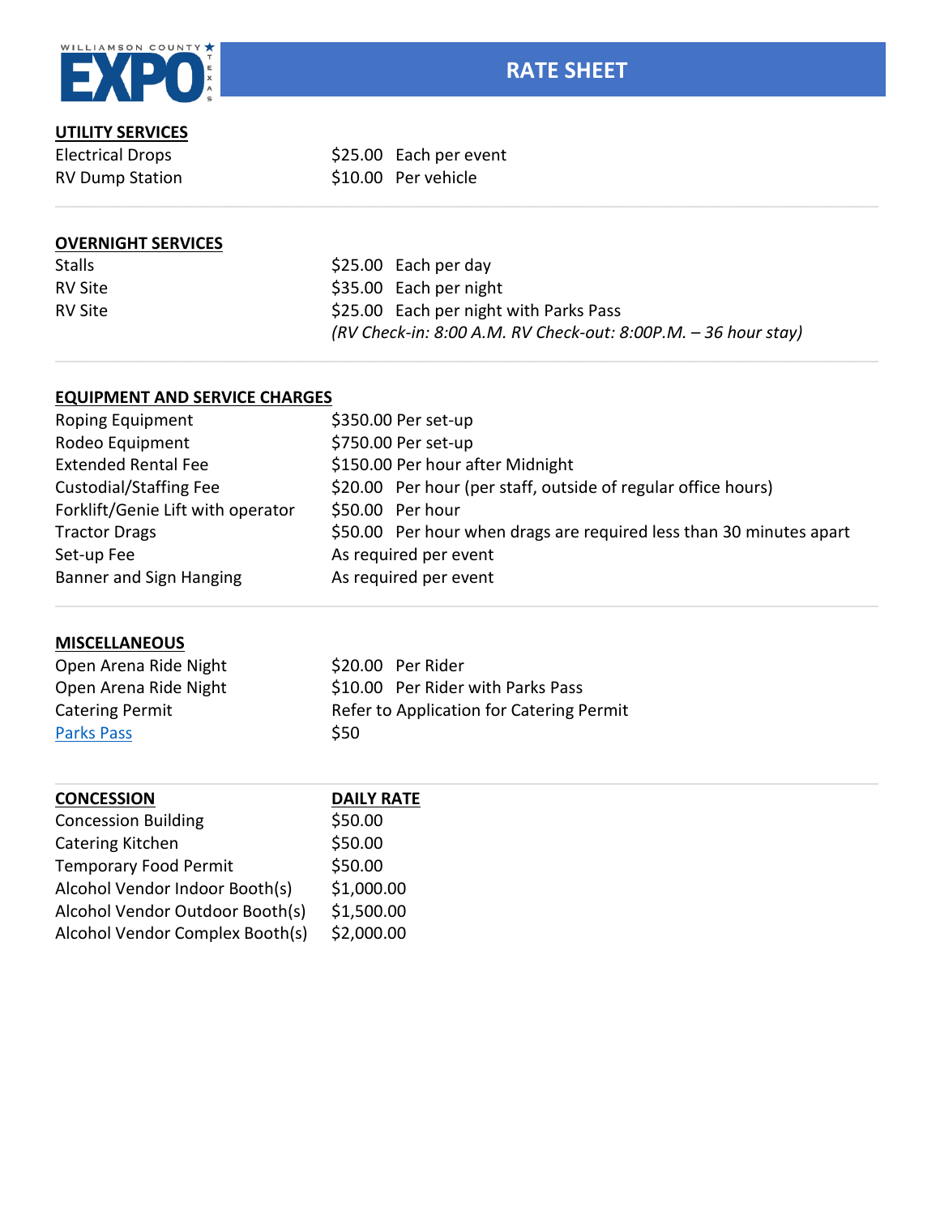# RATE SHEET

**UTILITY SERVICES**

| | |
|---|---|
| Electrical Drops | $25.00 Each per event |
| RV Dump Station | $10.00 Per vehicle |

**OVERNIGHT SERVICES**

| | |
|---|---|
| Stalls | $25.00 Each per day |
| RV Site | $35.00 Each per night |
| RV Site | $25.00 Each per night with Parks Pass |
| | *(RV Check-in: 8:00 A.M. RV Check-out: 8:00P.M. – 36 hour stay)* |

**EQUIPMENT AND SERVICE CHARGES**

| | |
|---|---|
| Roping Equipment | $350.00 Per set-up |
| Rodeo Equipment | $750.00 Per set-up |
| Extended Rental Fee | $150.00 Per hour after Midnight |
| Custodial/Staffing Fee | $20.00 Per hour (per staff, outside of regular office hours) |
| Forklift/Genie Lift with operator | $50.00 Per hour |
| Tractor Drags | $50.00 Per hour when drags are required less than 30 minutes apart |
| Set-up Fee | As required per event |
| Banner and Sign Hanging | As required per event |

**MISCELLANEOUS**

| | |
|---|---|
| Open Arena Ride Night | $20.00 Per Rider |
| Open Arena Ride Night | $10.00 Per Rider with Parks Pass |
| Catering Permit | Refer to Application for Catering Permit |
| Parks Pass | $50 |

| CONCESSION | DAILY RATE |
|---|---|
| Concession Building | $50.00 |
| Catering Kitchen | $50.00 |
| Temporary Food Permit | $50.00 |
| Alcohol Vendor Indoor Booth(s) | $1,000.00 |
| Alcohol Vendor Outdoor Booth(s) | $1,500.00 |
| Alcohol Vendor Complex Booth(s) | $2,000.00 |